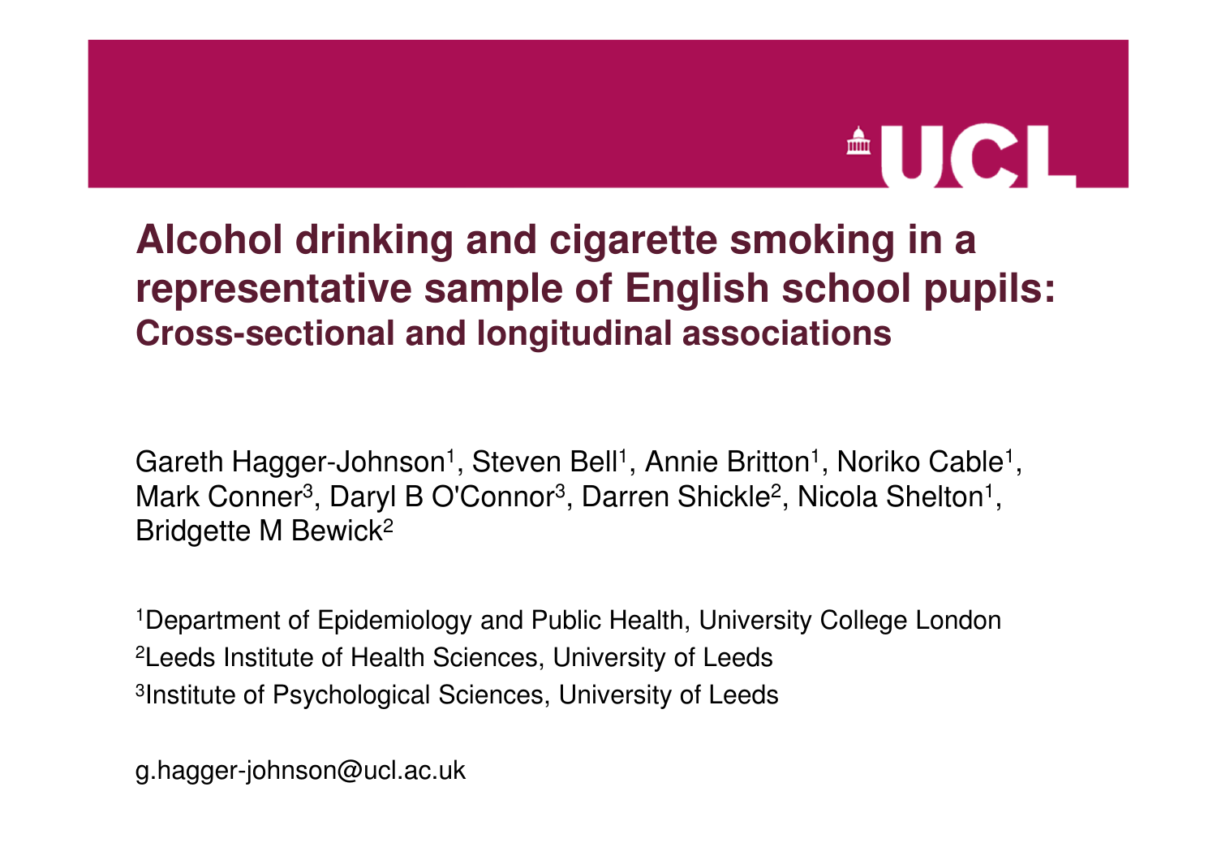# Alcohol drinking and cigarette smoking in a representative sample of English school pupils:

## Cross-sectional and longitudinal associations

Gareth Hagger-Johnson[1], Steven Bell[1], Annie Britton[1], Noriko Cable[1], Mark Conner[3], Daryl B O'Connor[3], Darren Shickle[2], Nicola Shelton[1], Bridgette M Bewick[2]

[1]Department of Epidemiology and Public Health, University College London
[2]Leeds Institute of Health Sciences, University of Leeds
[3]Institute of Psychological Sciences, University of Leeds

g.hagger-johnson@ucl.ac.uk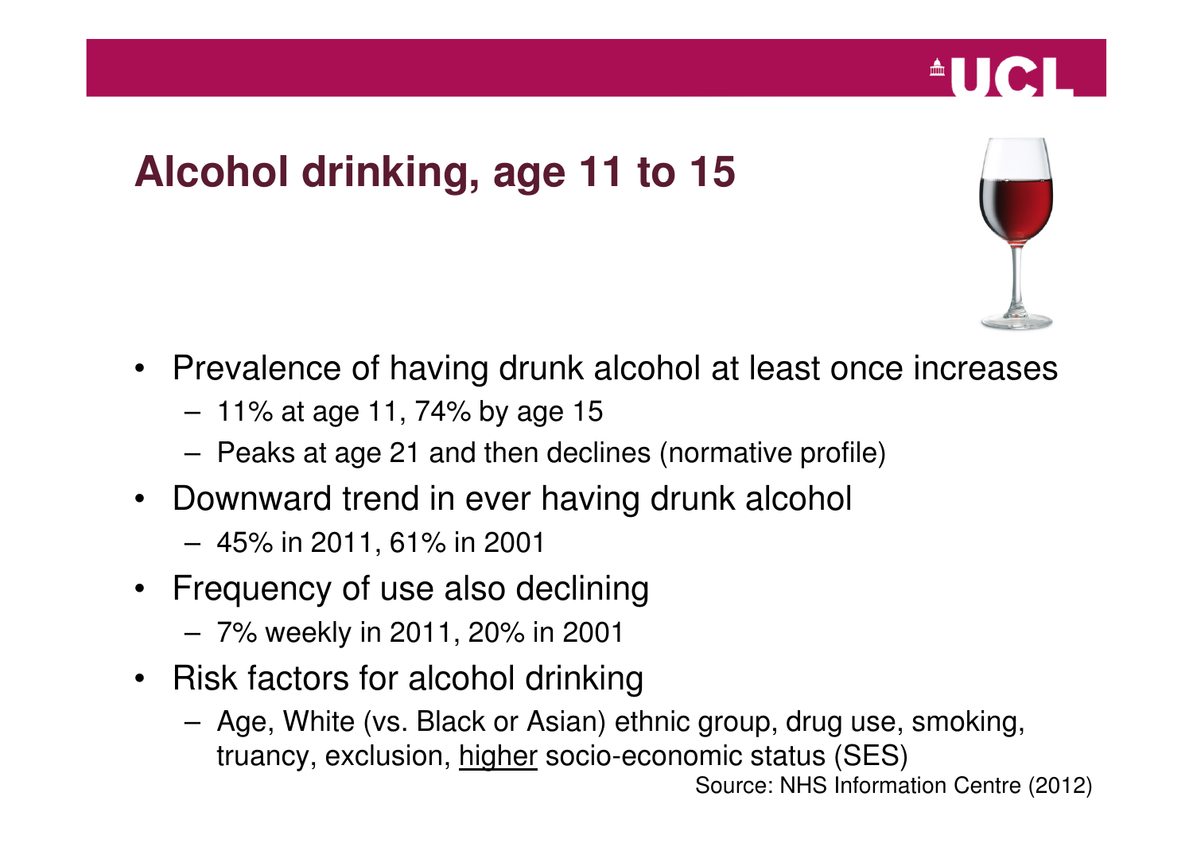# Alcohol drinking, age 11 to 15

- Prevalence of having drunk alcohol at least once increases
  - 11% at age 11, 74% by age 15
  - Peaks at age 21 and then declines (normative profile)
- Downward trend in ever having drunk alcohol
  - 45% in 2011, 61% in 2001
- Frequency of use also declining
  - 7% weekly in 2011, 20% in 2001
- Risk factors for alcohol drinking
  - Age, White (vs. Black or Asian) ethnic group, drug use, smoking, truancy, exclusion, <u>higher</u> socio-economic status (SES)

Source: NHS Information Centre (2012)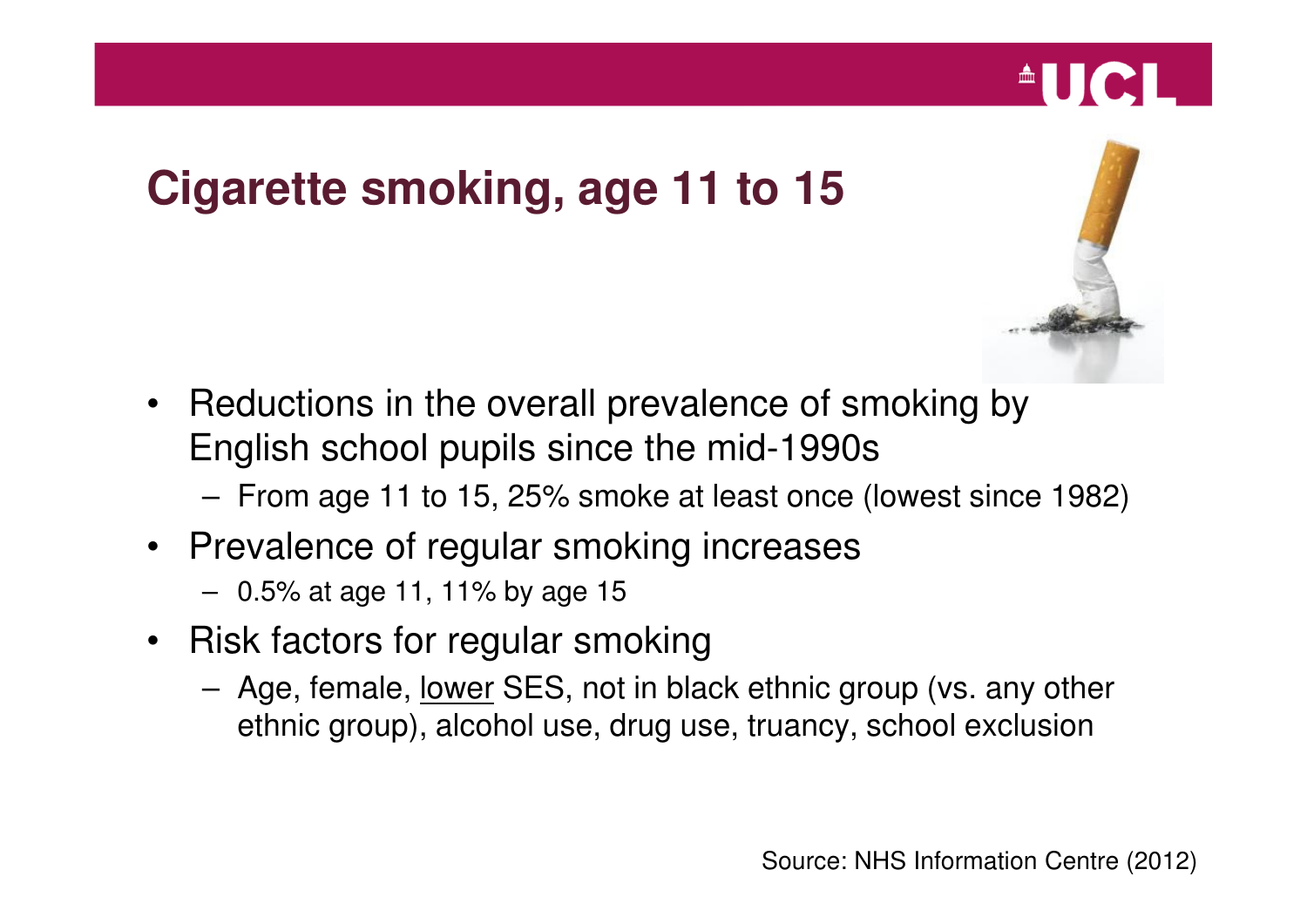# Cigarette smoking, age 11 to 15

- Reductions in the overall prevalence of smoking by English school pupils since the mid-1990s
  - From age 11 to 15, 25% smoke at least once (lowest since 1982)
- Prevalence of regular smoking increases
  - 0.5% at age 11, 11% by age 15
- Risk factors for regular smoking
  - Age, female, <u>lower</u> SES, not in black ethnic group (vs. any other ethnic group), alcohol use, drug use, truancy, school exclusion

Source: NHS Information Centre (2012)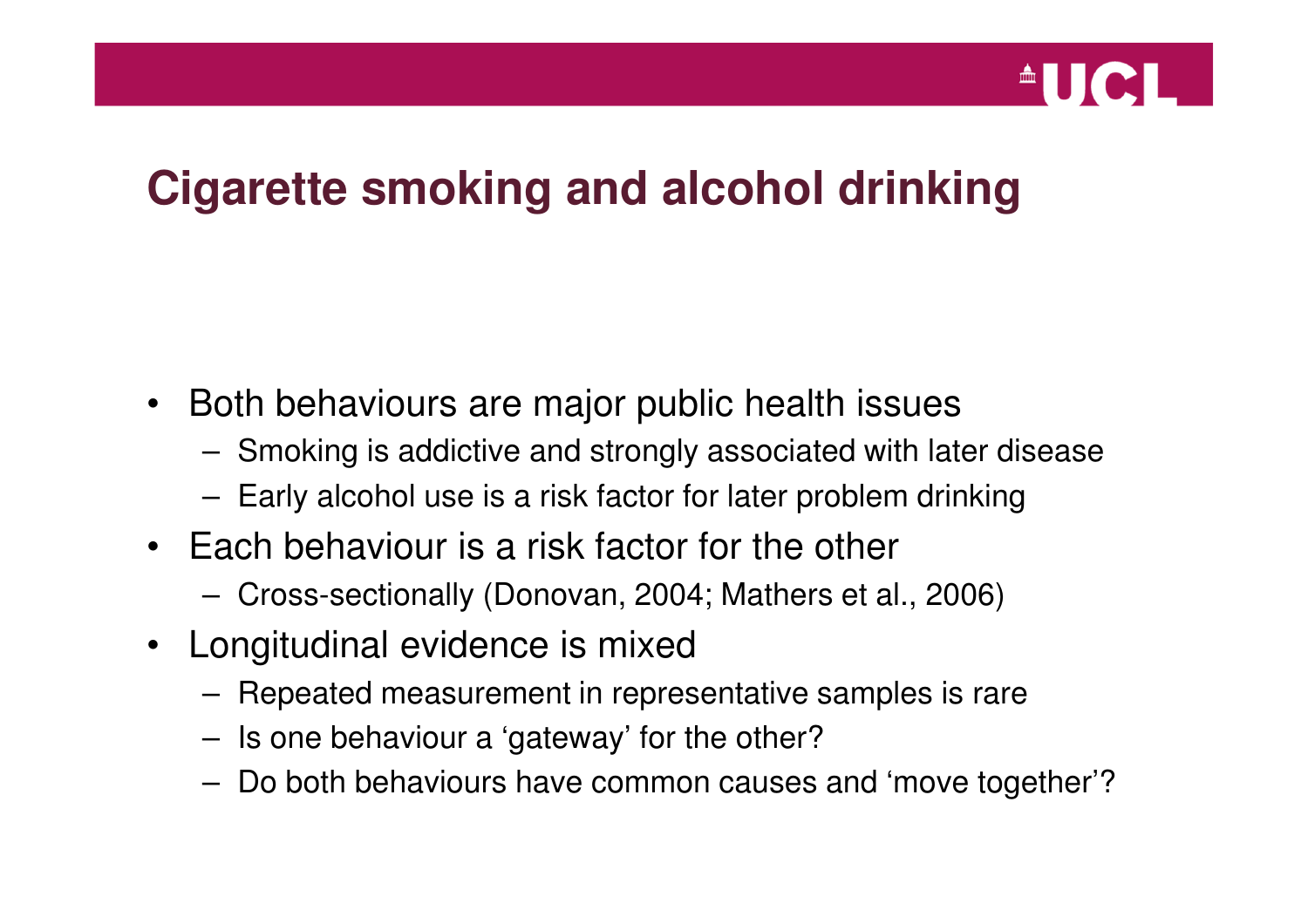# Cigarette smoking and alcohol drinking

- Both behaviours are major public health issues
  - Smoking is addictive and strongly associated with later disease
  - Early alcohol use is a risk factor for later problem drinking
- Each behaviour is a risk factor for the other
  - Cross-sectionally (Donovan, 2004; Mathers et al., 2006)
- Longitudinal evidence is mixed
  - Repeated measurement in representative samples is rare
  - Is one behaviour a 'gateway' for the other?
  - Do both behaviours have common causes and 'move together'?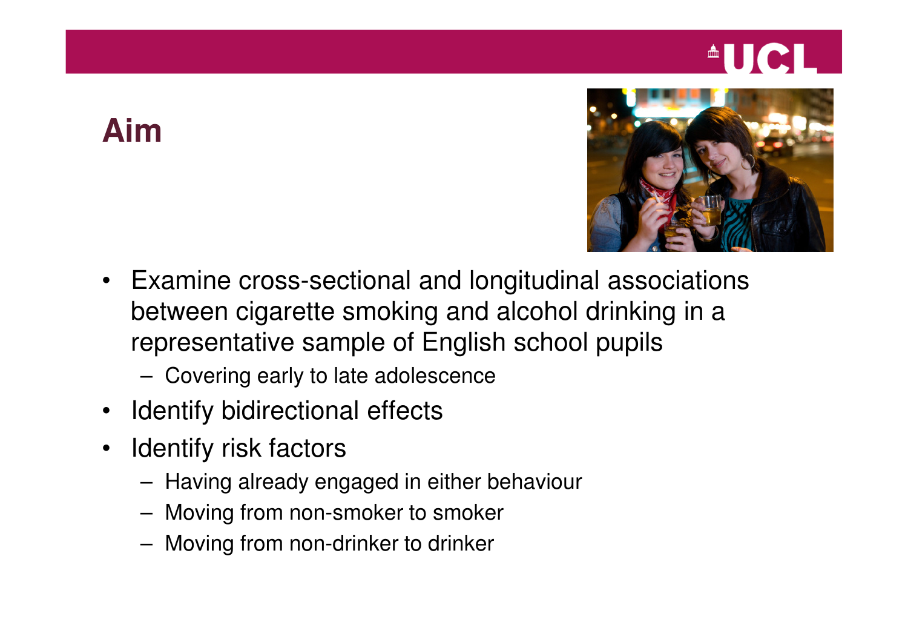# Aim

- Examine cross-sectional and longitudinal associations between cigarette smoking and alcohol drinking in a representative sample of English school pupils
  - Covering early to late adolescence
- Identify bidirectional effects
- Identify risk factors
  - Having already engaged in either behaviour
  - Moving from non-smoker to smoker
  - Moving from non-drinker to drinker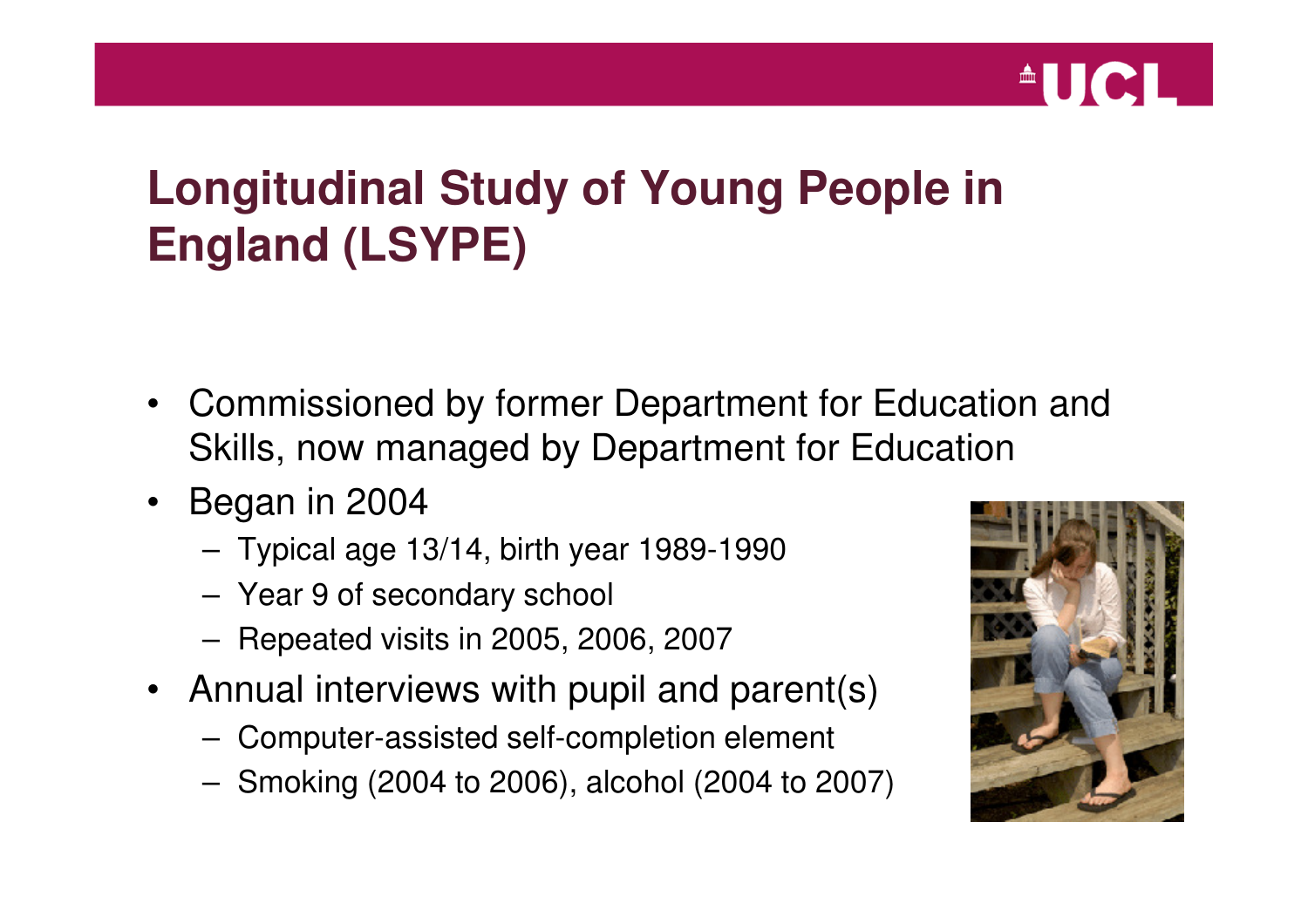# Longitudinal Study of Young People in England (LSYPE)

- Commissioned by former Department for Education and Skills, now managed by Department for Education
- Began in 2004
  - Typical age 13/14, birth year 1989-1990
  - Year 9 of secondary school
  - Repeated visits in 2005, 2006, 2007
- Annual interviews with pupil and parent(s)
  - Computer-assisted self-completion element
  - Smoking (2004 to 2006), alcohol (2004 to 2007)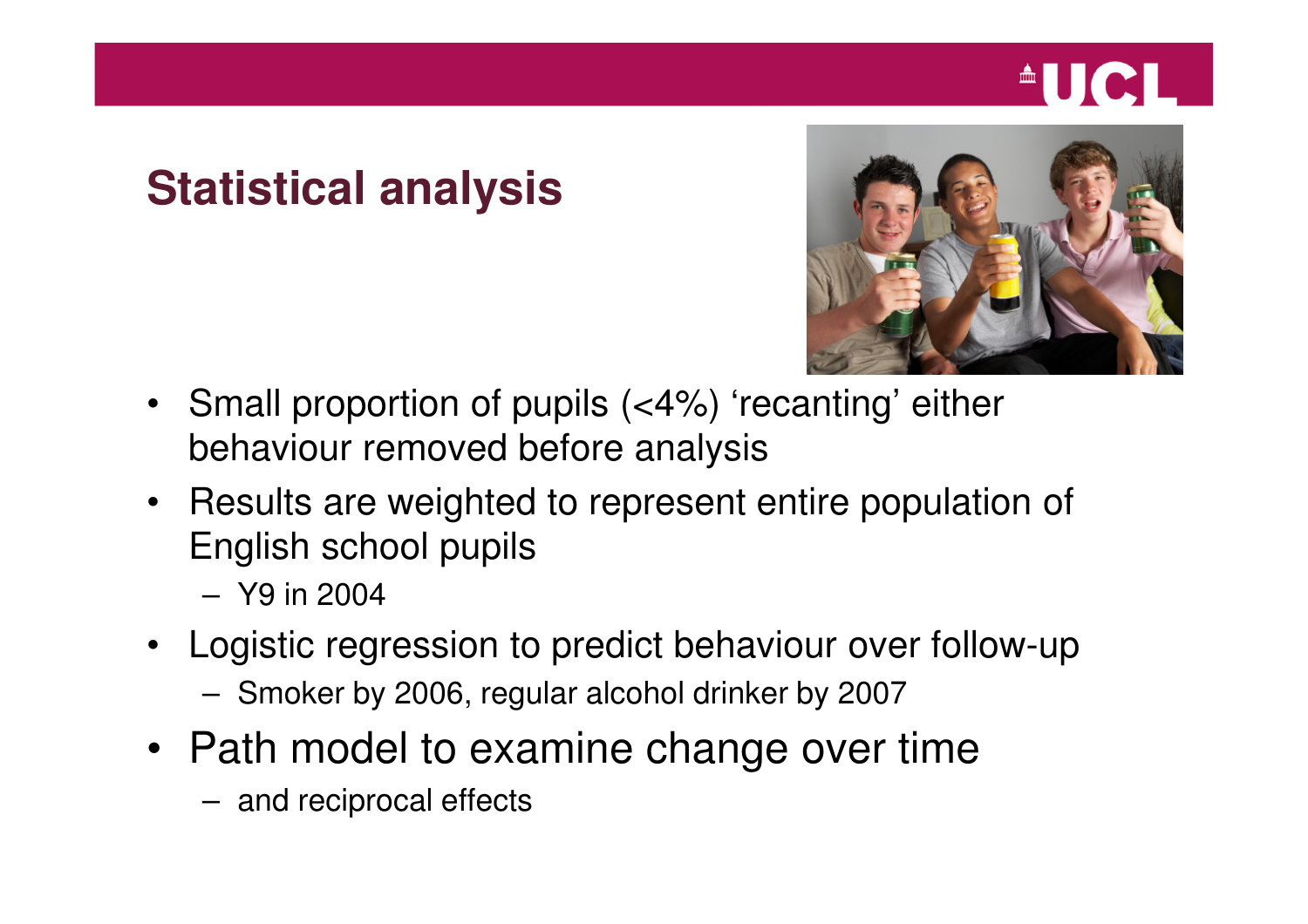# Statistical analysis

- Small proportion of pupils (<4%) 'recanting' either behaviour removed before analysis
- Results are weighted to represent entire population of English school pupils
  - Y9 in 2004
- Logistic regression to predict behaviour over follow-up
  - Smoker by 2006, regular alcohol drinker by 2007
- Path model to examine change over time
  - and reciprocal effects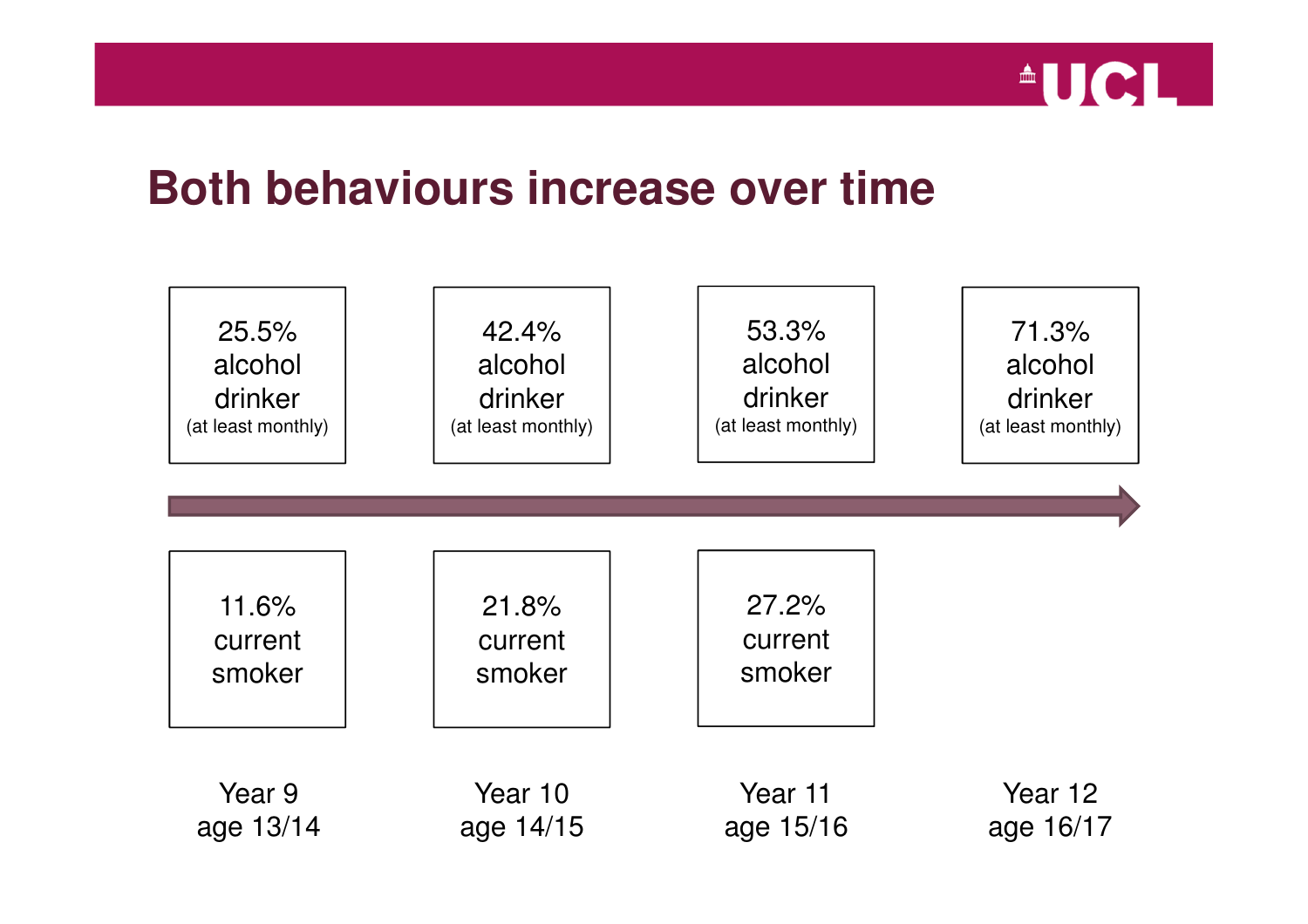# Both behaviours increase over time

| | Year 9 age 13/14 | Year 10 age 14/15 | Year 11 age 15/16 | Year 12 age 16/17 |
|---|---|---|---|---|
| Alcohol | 25.5% alcohol drinker (at least monthly) | 42.4% alcohol drinker (at least monthly) | 53.3% alcohol drinker (at least monthly) | 71.3% alcohol drinker (at least monthly) |
| Smoking | 11.6% current smoker | 21.8% current smoker | 27.2% current smoker | |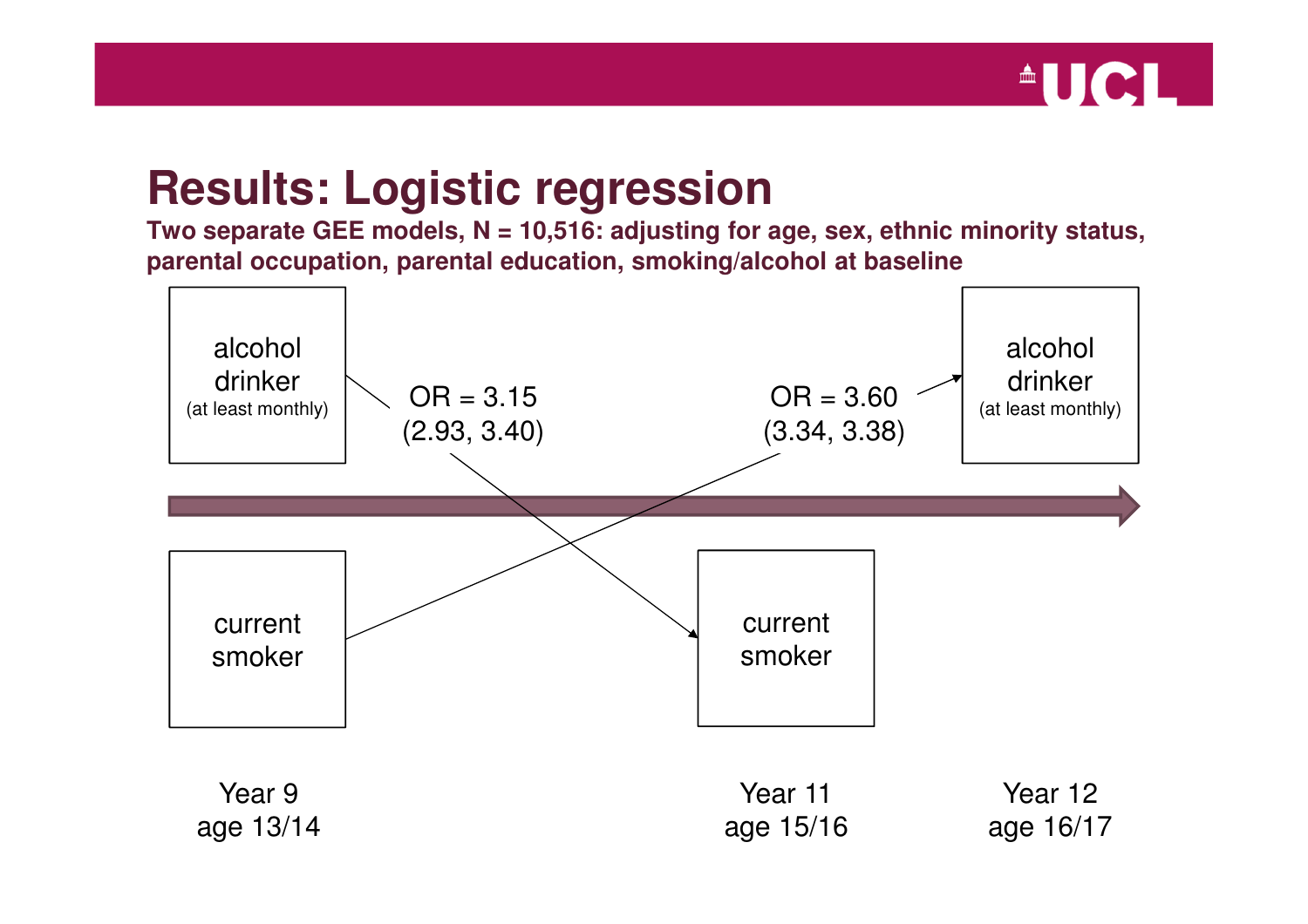# Results: Logistic regression

**Two separate GEE models, N = 10,516: adjusting for age, sex, ethnic minority status, parental occupation, parental education, smoking/alcohol at baseline**

alcohol drinker (at least monthly)

OR = 3.15 (2.93, 3.40)

OR = 3.60 (3.34, 3.38)

alcohol drinker (at least monthly)

current smoker

current smoker

Year 9 age 13/14

Year 11 age 15/16

Year 12 age 16/17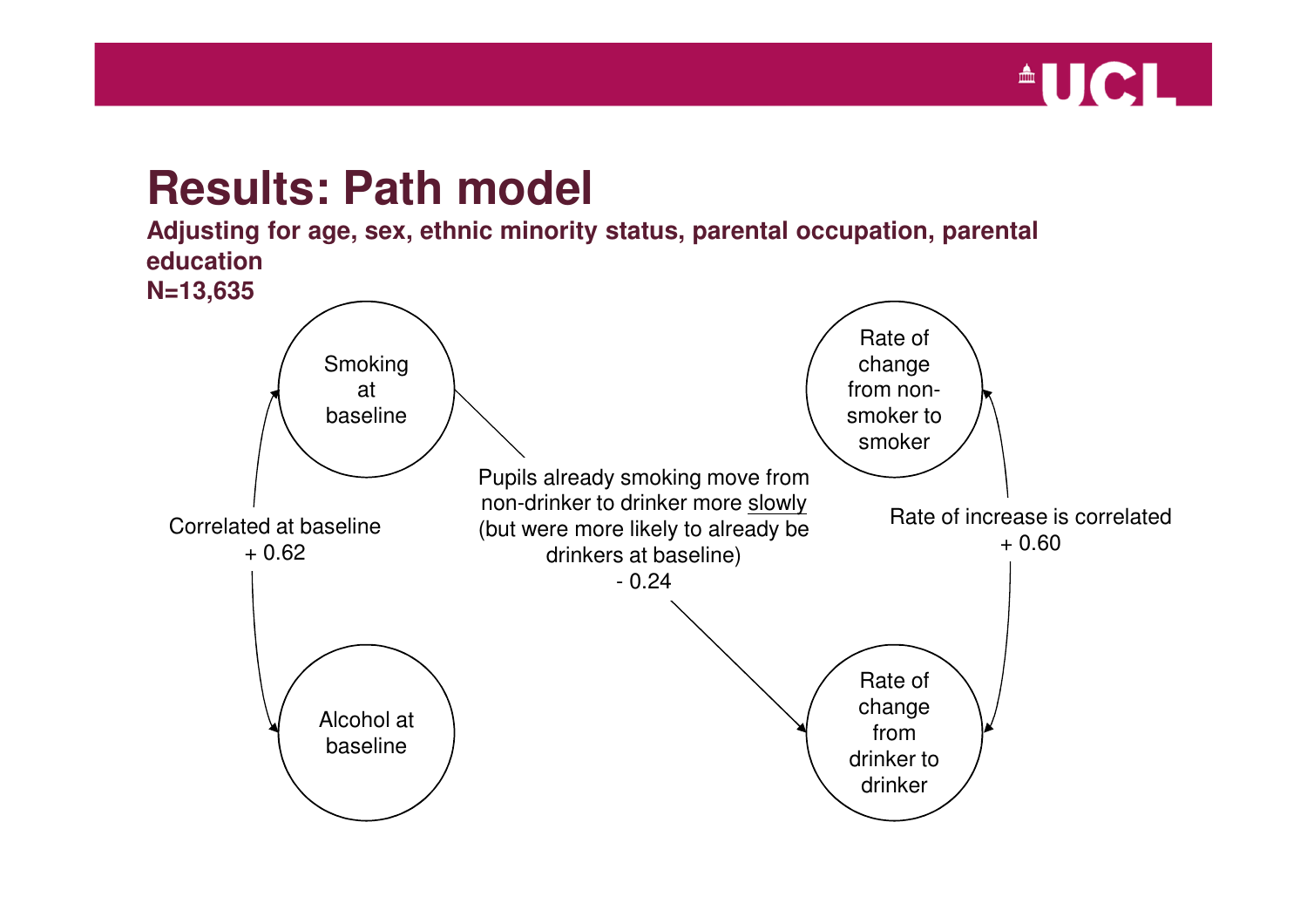# Results: Path model

**Adjusting for age, sex, ethnic minority status, parental occupation, parental education**
**N=13,635**

Smoking at baseline

Alcohol at baseline

Correlated at baseline
+ 0.62

Rate of change from non-smoker to smoker

Rate of change from drinker to drinker

Rate of increase is correlated
+ 0.60

Pupils already smoking move from non-drinker to drinker more slowly (but were more likely to already be drinkers at baseline)
- 0.24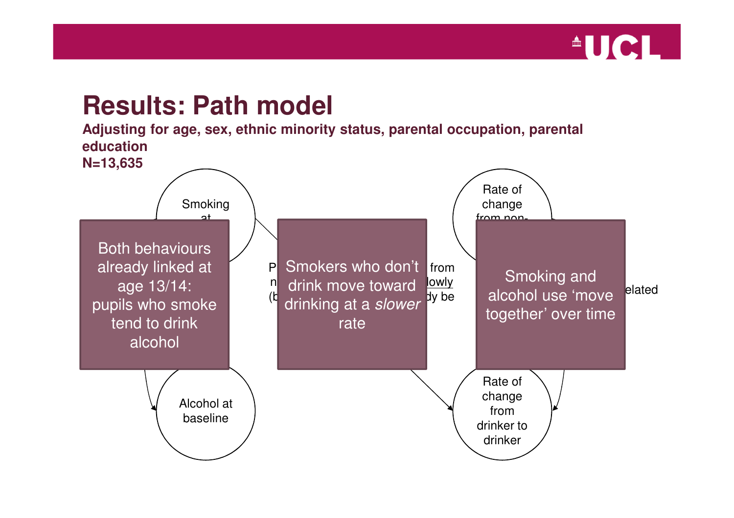# Results: Path model

**Adjusting for age, sex, ethnic minority status, parental occupation, parental education**
**N=13,635**

Smoking at

Rate of change from non-

Both behaviours already linked at age 13/14: pupils who smoke tend to drink alcohol

Smokers who don't drink move toward drinking at a *slower* rate

Smoking and alcohol use 'move together' over time

Alcohol at baseline

Rate of change from drinker to drinker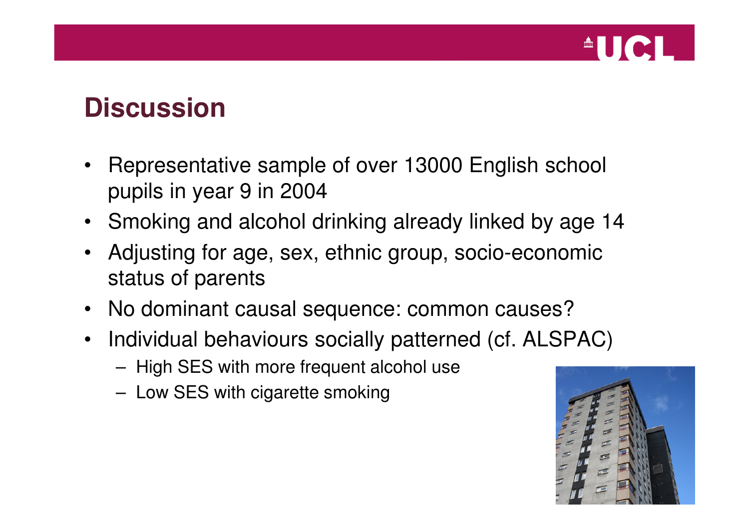## Discussion

- Representative sample of over 13000 English school pupils in year 9 in 2004
- Smoking and alcohol drinking already linked by age 14
- Adjusting for age, sex, ethnic group, socio-economic status of parents
- No dominant causal sequence: common causes?
- Individual behaviours socially patterned (cf. ALSPAC)
  - High SES with more frequent alcohol use
  - Low SES with cigarette smoking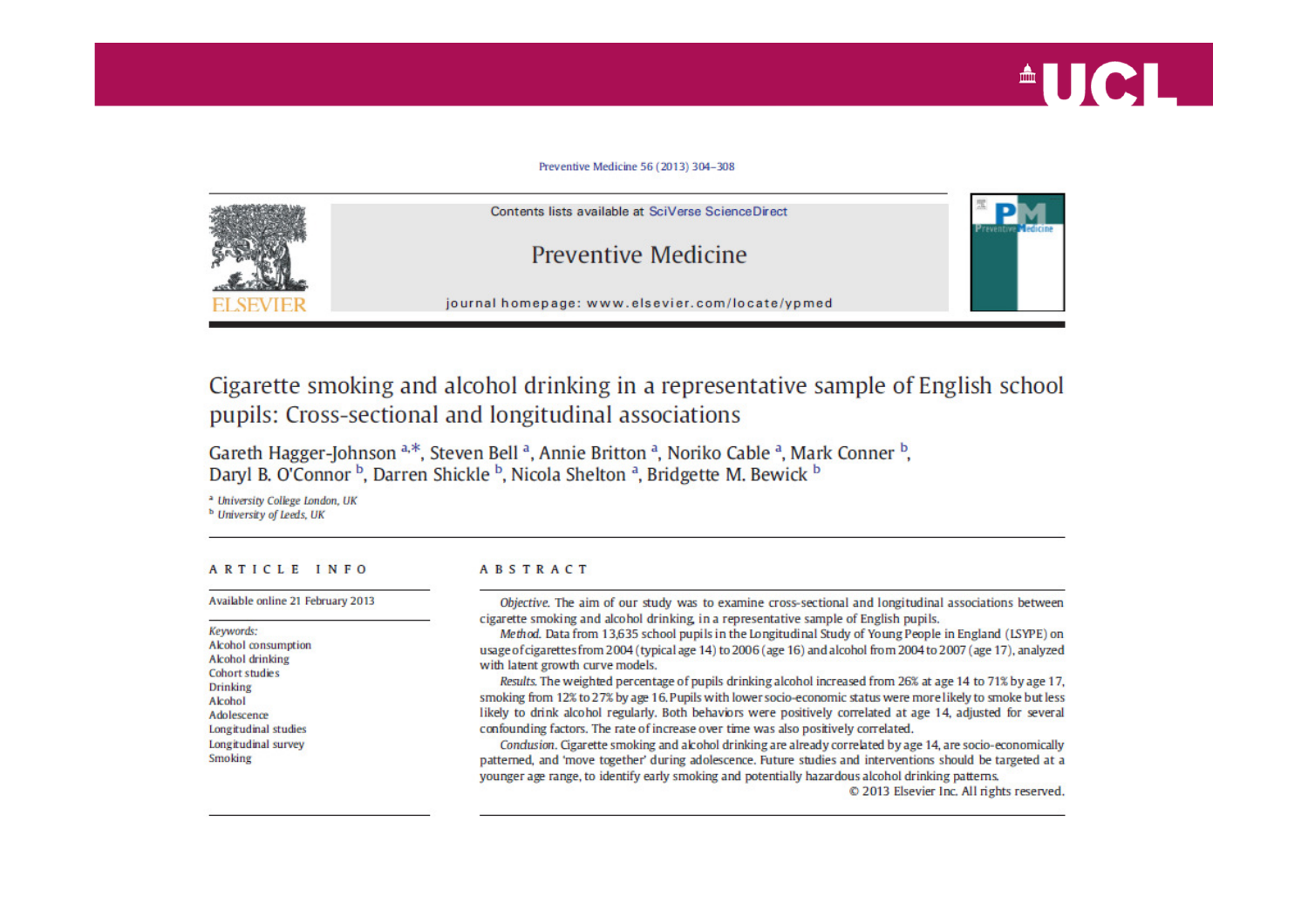Preventive Medicine 56 (2013) 304–308

Contents lists available at SciVerse ScienceDirect

Preventive Medicine

journal homepage: www.elsevier.com/locate/ypmed

# Cigarette smoking and alcohol drinking in a representative sample of English school pupils: Cross-sectional and longitudinal associations

Gareth Hagger-Johnson [a,*], Steven Bell [a], Annie Britton [a], Noriko Cable [a], Mark Conner [b], Daryl B. O'Connor [b], Darren Shickle [b], Nicola Shelton [a], Bridgette M. Bewick [b]

[a] University College London, UK
[b] University of Leeds, UK

## ARTICLE INFO

Available online 21 February 2013

*Keywords:*
Alcohol consumption
Alcohol drinking
Cohort studies
Drinking
Alcohol
Adolescence
Longitudinal studies
Longitudinal survey
Smoking

## ABSTRACT

*Objective.* The aim of our study was to examine cross-sectional and longitudinal associations between cigarette smoking and alcohol drinking, in a representative sample of English pupils.

*Method.* Data from 13,635 school pupils in the Longitudinal Study of Young People in England (LSYPE) on usage of cigarettes from 2004 (typical age 14) to 2006 (age 16) and alcohol from 2004 to 2007 (age 17), analyzed with latent growth curve models.

*Results.* The weighted percentage of pupils drinking alcohol increased from 26% at age 14 to 71% by age 17, smoking from 12% to 27% by age 16. Pupils with lower socio-economic status were more likely to smoke but less likely to drink alcohol regularly. Both behaviors were positively correlated at age 14, adjusted for several confounding factors. The rate of increase over time was also positively correlated.

*Conclusion.* Cigarette smoking and alcohol drinking are already correlated by age 14, are socio-economically patterned, and 'move together' during adolescence. Future studies and interventions should be targeted at a younger age range, to identify early smoking and potentially hazardous alcohol drinking patterns.

© 2013 Elsevier Inc. All rights reserved.